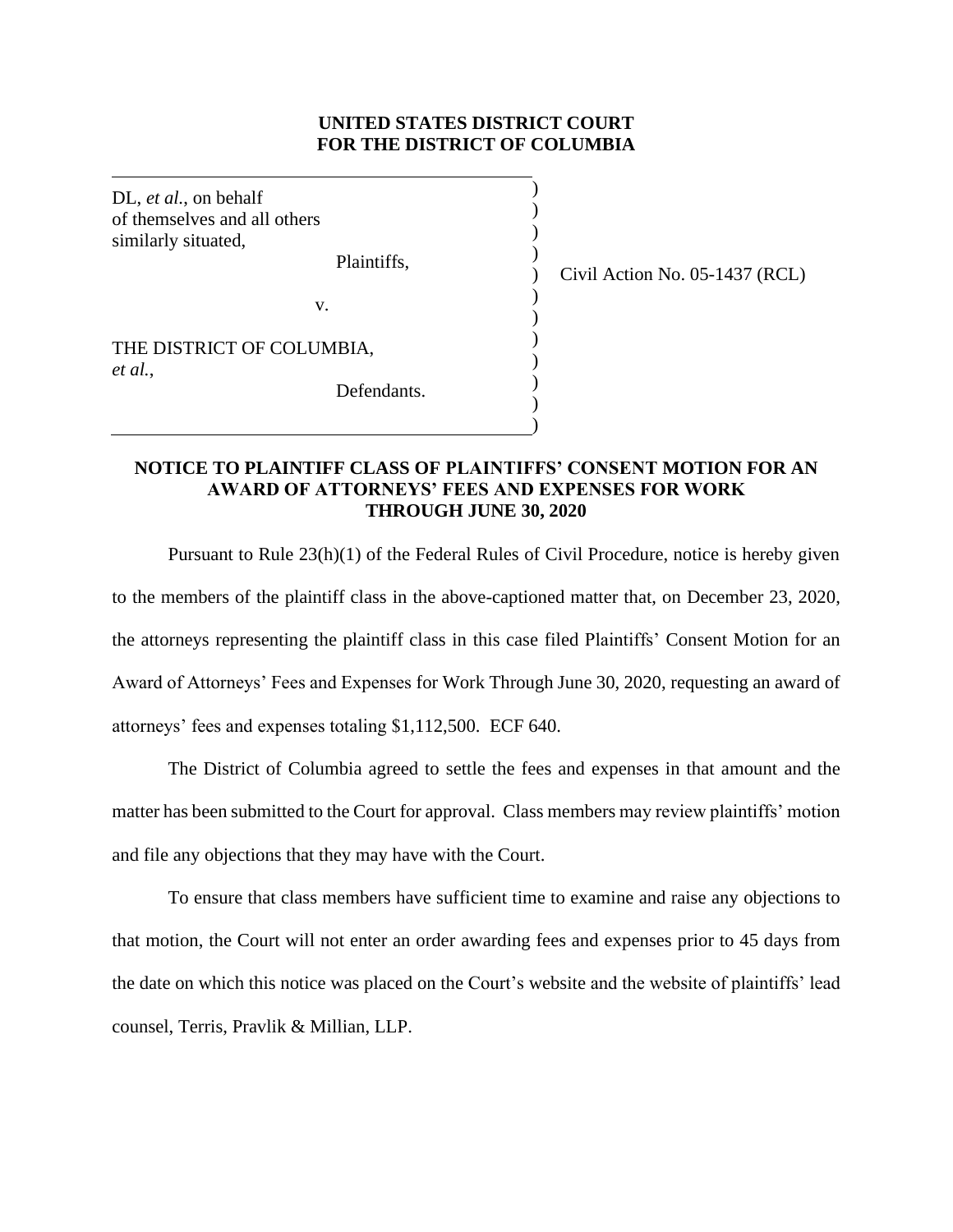**UNITED STATES DISTRICT COURT**
**FOR THE DISTRICT OF COLUMBIA**

| | | |
|---|---|---|
| DL, *et al.*, on behalf of themselves and all others similarly situated,<br><br>Plaintiffs,<br><br>v.<br><br>THE DISTRICT OF COLUMBIA, *et al.*,<br><br>Defendants. | ) | Civil Action No. 05-1437 (RCL) |

**NOTICE TO PLAINTIFF CLASS OF PLAINTIFFS' CONSENT MOTION FOR AN AWARD OF ATTORNEYS' FEES AND EXPENSES FOR WORK THROUGH JUNE 30, 2020**

Pursuant to Rule 23(h)(1) of the Federal Rules of Civil Procedure, notice is hereby given to the members of the plaintiff class in the above-captioned matter that, on December 23, 2020, the attorneys representing the plaintiff class in this case filed Plaintiffs' Consent Motion for an Award of Attorneys' Fees and Expenses for Work Through June 30, 2020, requesting an award of attorneys' fees and expenses totaling $1,112,500. ECF 640.

The District of Columbia agreed to settle the fees and expenses in that amount and the matter has been submitted to the Court for approval. Class members may review plaintiffs' motion and file any objections that they may have with the Court.

To ensure that class members have sufficient time to examine and raise any objections to that motion, the Court will not enter an order awarding fees and expenses prior to 45 days from the date on which this notice was placed on the Court's website and the website of plaintiffs' lead counsel, Terris, Pravlik & Millian, LLP.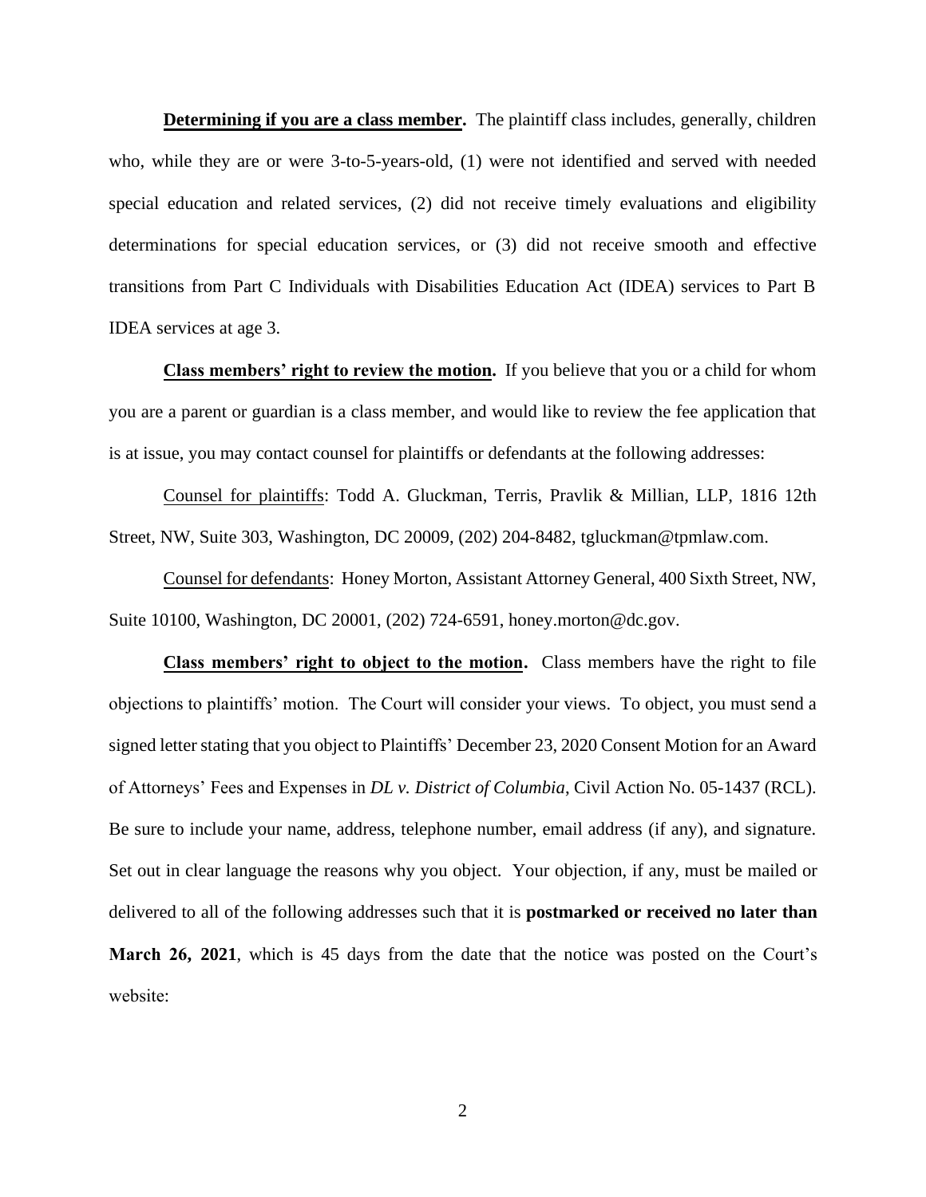**<u>Determining if you are a class member</u>.** The plaintiff class includes, generally, children who, while they are or were 3-to-5-years-old, (1) were not identified and served with needed special education and related services, (2) did not receive timely evaluations and eligibility determinations for special education services, or (3) did not receive smooth and effective transitions from Part C Individuals with Disabilities Education Act (IDEA) services to Part B IDEA services at age 3.

**<u>Class members' right to review the motion</u>.** If you believe that you or a child for whom you are a parent or guardian is a class member, and would like to review the fee application that is at issue, you may contact counsel for plaintiffs or defendants at the following addresses:

<u>Counsel for plaintiffs</u>: Todd A. Gluckman, Terris, Pravlik & Millian, LLP, 1816 12th Street, NW, Suite 303, Washington, DC 20009, (202) 204-8482, tgluckman@tpmlaw.com.

<u>Counsel for defendants</u>: Honey Morton, Assistant Attorney General, 400 Sixth Street, NW, Suite 10100, Washington, DC 20001, (202) 724-6591, honey.morton@dc.gov.

**<u>Class members' right to object to the motion</u>.** Class members have the right to file objections to plaintiffs' motion. The Court will consider your views. To object, you must send a signed letter stating that you object to Plaintiffs' December 23, 2020 Consent Motion for an Award of Attorneys' Fees and Expenses in *DL v. District of Columbia*, Civil Action No. 05-1437 (RCL). Be sure to include your name, address, telephone number, email address (if any), and signature. Set out in clear language the reasons why you object. Your objection, if any, must be mailed or delivered to all of the following addresses such that it is **postmarked or received no later than March 26, 2021**, which is 45 days from the date that the notice was posted on the Court's website: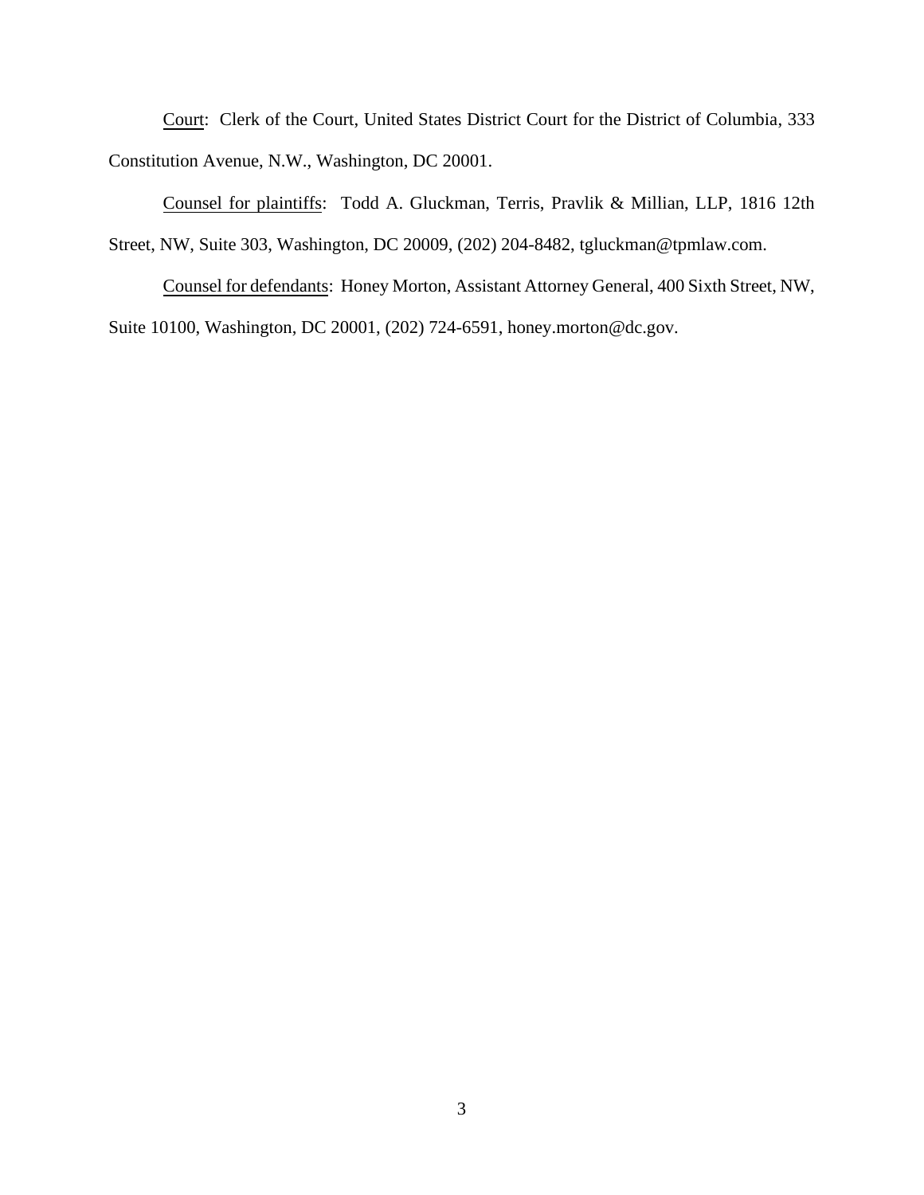Court: Clerk of the Court, United States District Court for the District of Columbia, 333 Constitution Avenue, N.W., Washington, DC 20001.

Counsel for plaintiffs: Todd A. Gluckman, Terris, Pravlik & Millian, LLP, 1816 12th Street, NW, Suite 303, Washington, DC 20009, (202) 204-8482, tgluckman@tpmlaw.com.

Counsel for defendants: Honey Morton, Assistant Attorney General, 400 Sixth Street, NW, Suite 10100, Washington, DC 20001, (202) 724-6591, honey.morton@dc.gov.